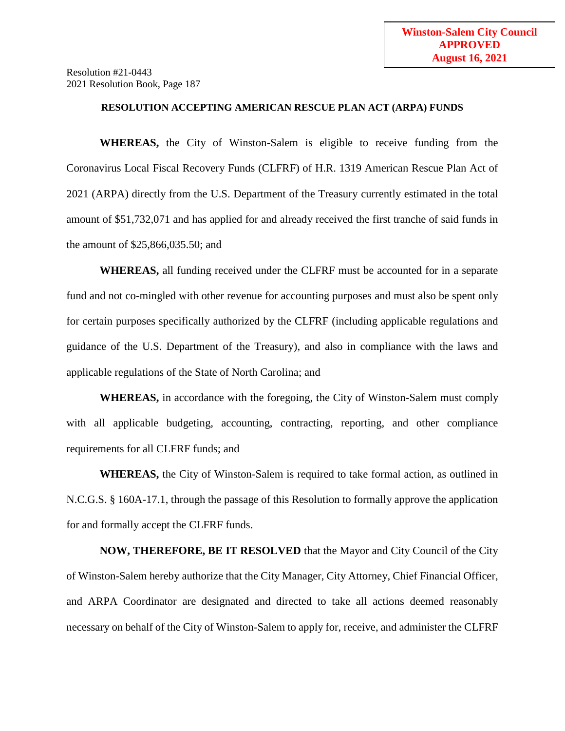**Winston-Salem City Council**
**APPROVED**
**August 16, 2021**

Resolution #21-0443
2021 Resolution Book, Page 187

**RESOLUTION ACCEPTING AMERICAN RESCUE PLAN ACT (ARPA) FUNDS**

**WHEREAS,** the City of Winston-Salem is eligible to receive funding from the Coronavirus Local Fiscal Recovery Funds (CLFRF) of H.R. 1319 American Rescue Plan Act of 2021 (ARPA) directly from the U.S. Department of the Treasury currently estimated in the total amount of $51,732,071 and has applied for and already received the first tranche of said funds in the amount of $25,866,035.50; and

**WHEREAS,** all funding received under the CLFRF must be accounted for in a separate fund and not co-mingled with other revenue for accounting purposes and must also be spent only for certain purposes specifically authorized by the CLFRF (including applicable regulations and guidance of the U.S. Department of the Treasury), and also in compliance with the laws and applicable regulations of the State of North Carolina; and

**WHEREAS,** in accordance with the foregoing, the City of Winston-Salem must comply with all applicable budgeting, accounting, contracting, reporting, and other compliance requirements for all CLFRF funds; and

**WHEREAS,** the City of Winston-Salem is required to take formal action, as outlined in N.C.G.S. § 160A-17.1, through the passage of this Resolution to formally approve the application for and formally accept the CLFRF funds.

**NOW, THEREFORE, BE IT RESOLVED** that the Mayor and City Council of the City of Winston-Salem hereby authorize that the City Manager, City Attorney, Chief Financial Officer, and ARPA Coordinator are designated and directed to take all actions deemed reasonably necessary on behalf of the City of Winston-Salem to apply for, receive, and administer the CLFRF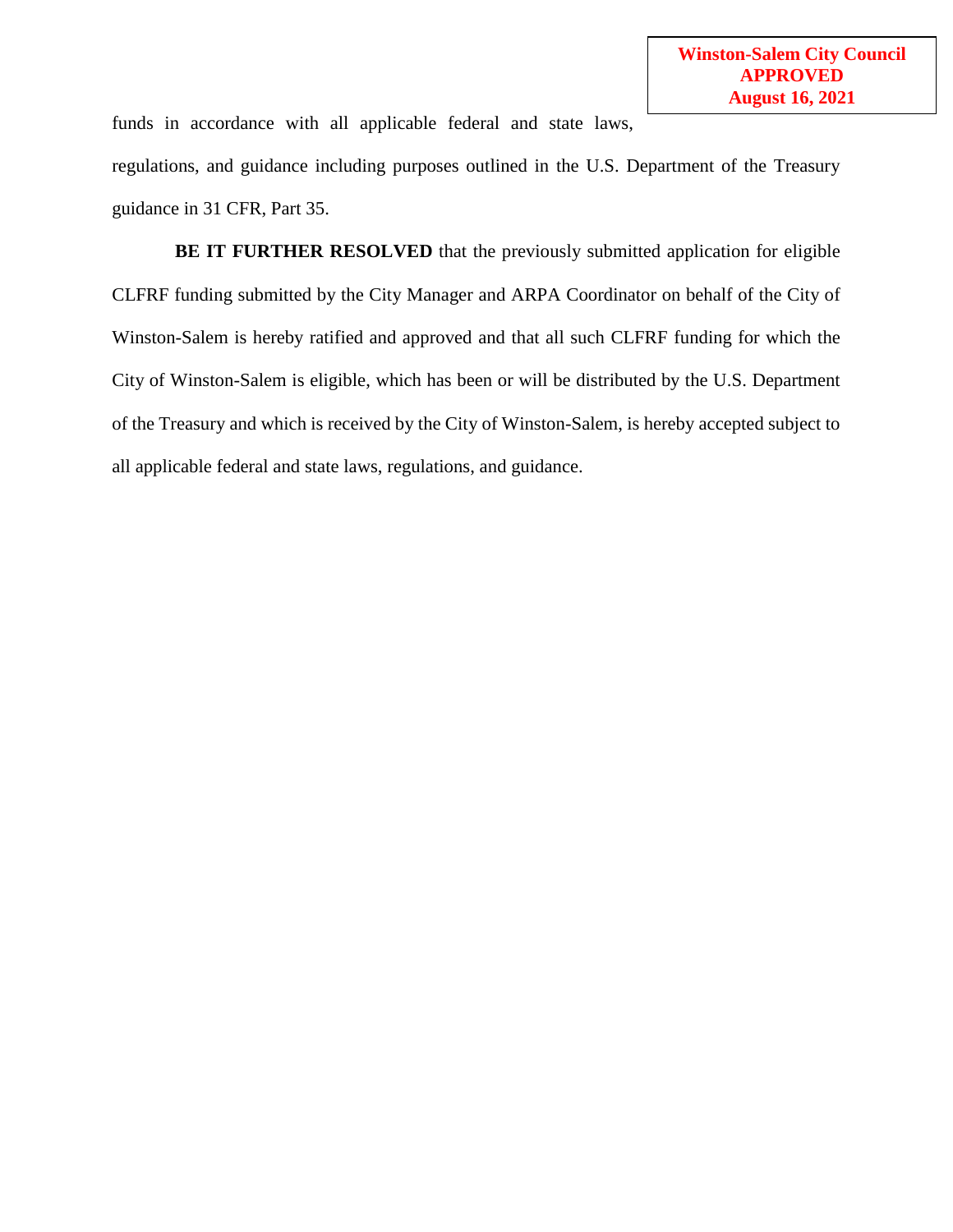**Winston-Salem City Council APPROVED August 16, 2021**

funds in accordance with all applicable federal and state laws, regulations, and guidance including purposes outlined in the U.S. Department of the Treasury guidance in 31 CFR, Part 35.

**BE IT FURTHER RESOLVED** that the previously submitted application for eligible CLFRF funding submitted by the City Manager and ARPA Coordinator on behalf of the City of Winston-Salem is hereby ratified and approved and that all such CLFRF funding for which the City of Winston-Salem is eligible, which has been or will be distributed by the U.S. Department of the Treasury and which is received by the City of Winston-Salem, is hereby accepted subject to all applicable federal and state laws, regulations, and guidance.